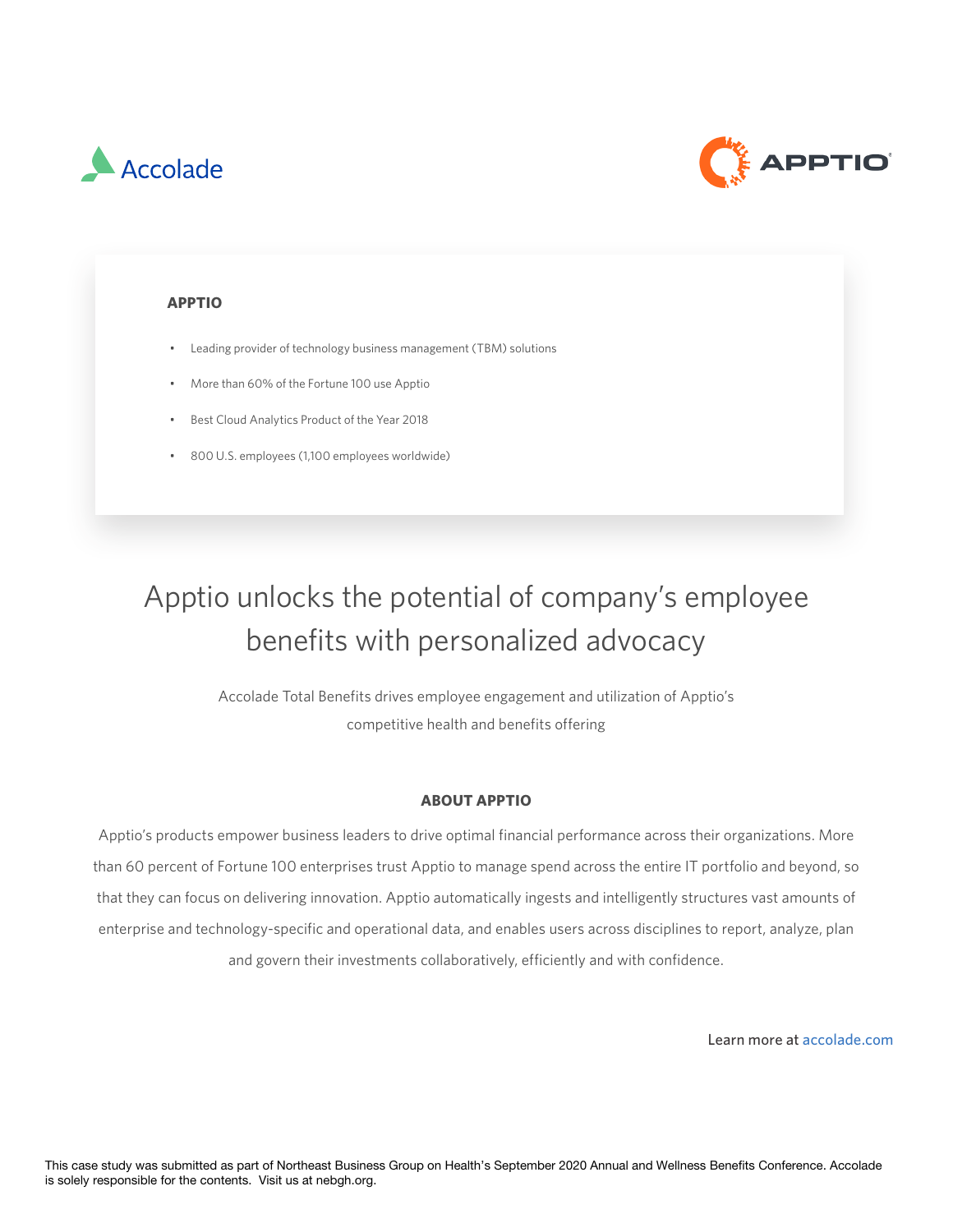Accolade

APPTIO

**APPTIO**

- Leading provider of technology business management (TBM) solutions
- More than 60% of the Fortune 100 use Apptio
- Best Cloud Analytics Product of the Year 2018
- 800 U.S. employees (1,100 employees worldwide)

# Apptio unlocks the potential of company's employee benefits with personalized advocacy

Accolade Total Benefits drives employee engagement and utilization of Apptio's competitive health and benefits offering

## ABOUT APPTIO

Apptio's products empower business leaders to drive optimal financial performance across their organizations. More than 60 percent of Fortune 100 enterprises trust Apptio to manage spend across the entire IT portfolio and beyond, so that they can focus on delivering innovation. Apptio automatically ingests and intelligently structures vast amounts of enterprise and technology-specific and operational data, and enables users across disciplines to report, analyze, plan and govern their investments collaboratively, efficiently and with confidence.

Learn more at accolade.com

This case study was submitted as part of Northeast Business Group on Health's September 2020 Annual and Wellness Benefits Conference. Accolade is solely responsible for the contents. Visit us at nebgh.org.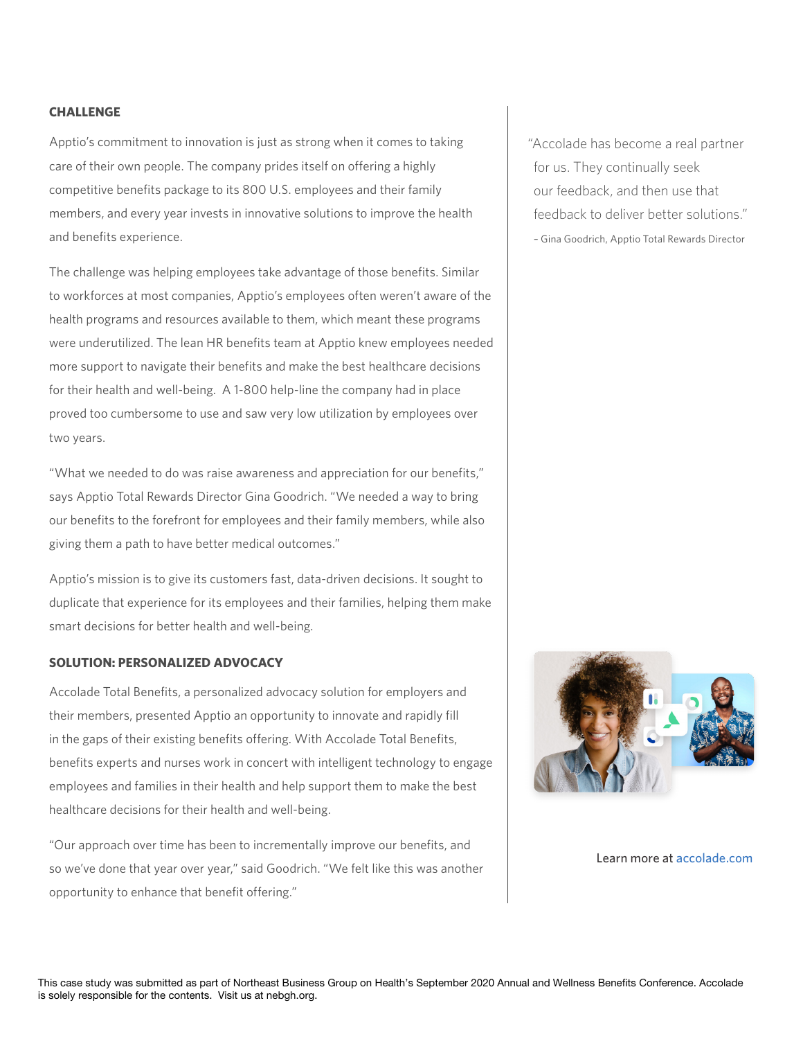## CHALLENGE

Apptio's commitment to innovation is just as strong when it comes to taking care of their own people. The company prides itself on offering a highly competitive benefits package to its 800 U.S. employees and their family members, and every year invests in innovative solutions to improve the health and benefits experience.

The challenge was helping employees take advantage of those benefits. Similar to workforces at most companies, Apptio's employees often weren't aware of the health programs and resources available to them, which meant these programs were underutilized. The lean HR benefits team at Apptio knew employees needed more support to navigate their benefits and make the best healthcare decisions for their health and well-being. A 1-800 help-line the company had in place proved too cumbersome to use and saw very low utilization by employees over two years.

"What we needed to do was raise awareness and appreciation for our benefits," says Apptio Total Rewards Director Gina Goodrich. "We needed a way to bring our benefits to the forefront for employees and their family members, while also giving them a path to have better medical outcomes."

Apptio's mission is to give its customers fast, data-driven decisions. It sought to duplicate that experience for its employees and their families, helping them make smart decisions for better health and well-being.

## SOLUTION: PERSONALIZED ADVOCACY

Accolade Total Benefits, a personalized advocacy solution for employers and their members, presented Apptio an opportunity to innovate and rapidly fill in the gaps of their existing benefits offering. With Accolade Total Benefits, benefits experts and nurses work in concert with intelligent technology to engage employees and families in their health and help support them to make the best healthcare decisions for their health and well-being.

"Our approach over time has been to incrementally improve our benefits, and so we've done that year over year," said Goodrich. "We felt like this was another opportunity to enhance that benefit offering."

> "Accolade has become a real partner for us. They continually seek our feedback, and then use that feedback to deliver better solutions."
>
> – Gina Goodrich, Apptio Total Rewards Director

Learn more at accolade.com

This case study was submitted as part of Northeast Business Group on Health's September 2020 Annual and Wellness Benefits Conference. Accolade is solely responsible for the contents. Visit us at nebgh.org.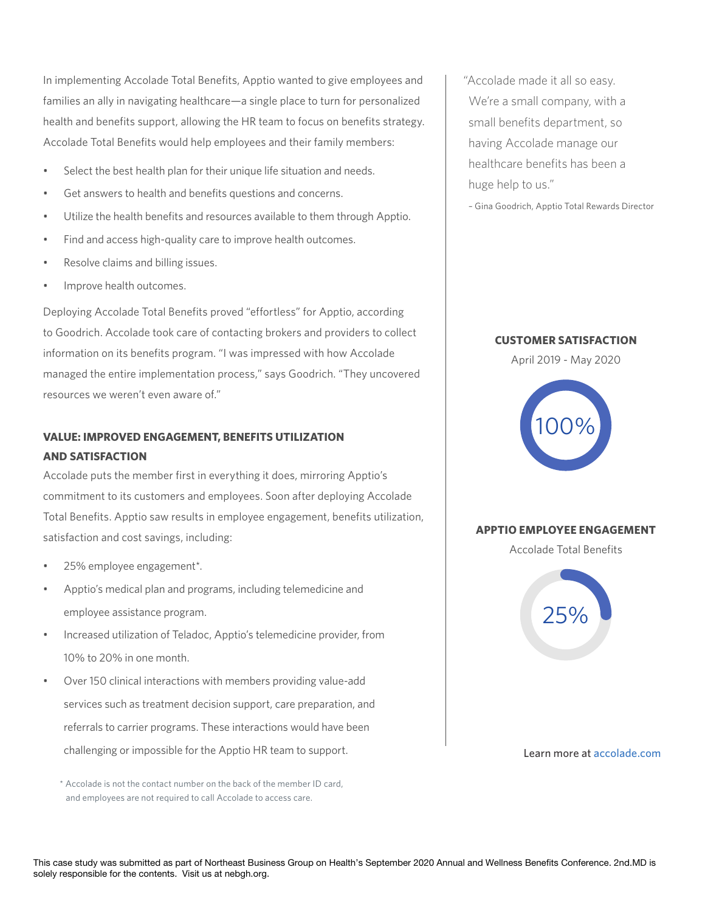In implementing Accolade Total Benefits, Apptio wanted to give employees and families an ally in navigating healthcare—a single place to turn for personalized health and benefits support, allowing the HR team to focus on benefits strategy. Accolade Total Benefits would help employees and their family members:

- Select the best health plan for their unique life situation and needs.
- Get answers to health and benefits questions and concerns.
- Utilize the health benefits and resources available to them through Apptio.
- Find and access high-quality care to improve health outcomes.
- Resolve claims and billing issues.
- Improve health outcomes.

Deploying Accolade Total Benefits proved "effortless" for Apptio, according to Goodrich. Accolade took care of contacting brokers and providers to collect information on its benefits program. "I was impressed with how Accolade managed the entire implementation process," says Goodrich. "They uncovered resources we weren't even aware of."

### VALUE: IMPROVED ENGAGEMENT, BENEFITS UTILIZATION AND SATISFACTION

Accolade puts the member first in everything it does, mirroring Apptio's commitment to its customers and employees. Soon after deploying Accolade Total Benefits. Apptio saw results in employee engagement, benefits utilization, satisfaction and cost savings, including:

- 25% employee engagement*.
- Apptio's medical plan and programs, including telemedicine and employee assistance program.
- Increased utilization of Teladoc, Apptio's telemedicine provider, from 10% to 20% in one month.
- Over 150 clinical interactions with members providing value-add services such as treatment decision support, care preparation, and referrals to carrier programs. These interactions would have been challenging or impossible for the Apptio HR team to support.

\* Accolade is not the contact number on the back of the member ID card, and employees are not required to call Accolade to access care.

"Accolade made it all so easy. We're a small company, with a small benefits department, so having Accolade manage our healthcare benefits has been a huge help to us."

– Gina Goodrich, Apptio Total Rewards Director

**CUSTOMER SATISFACTION**

April 2019 - May 2020

100%

**APPTIO EMPLOYEE ENGAGEMENT**

Accolade Total Benefits

25%

Learn more at accolade.com

This case study was submitted as part of Northeast Business Group on Health's September 2020 Annual and Wellness Benefits Conference. 2nd.MD is solely responsible for the contents. Visit us at nebgh.org.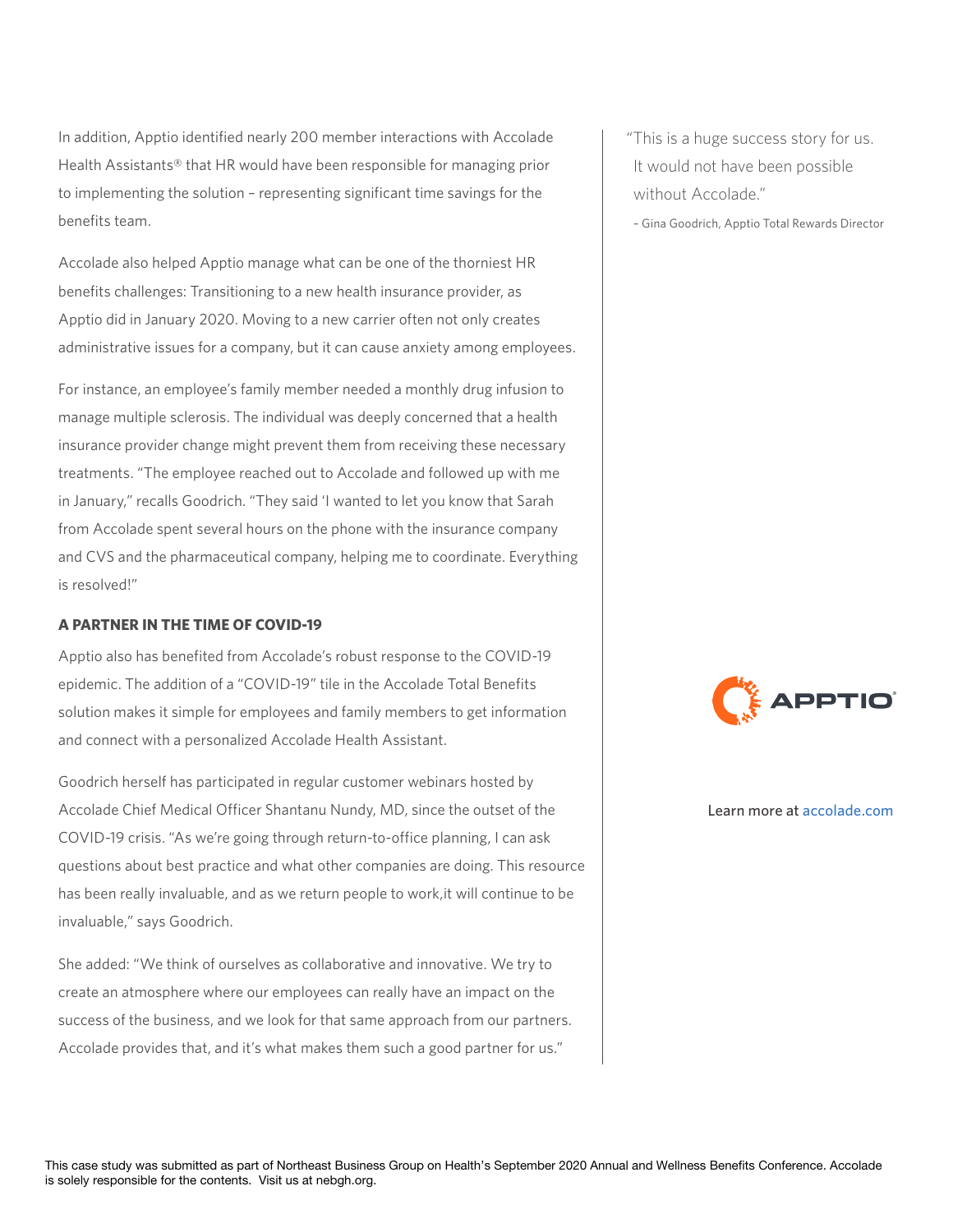In addition, Apptio identified nearly 200 member interactions with Accolade Health Assistants® that HR would have been responsible for managing prior to implementing the solution – representing significant time savings for the benefits team.

Accolade also helped Apptio manage what can be one of the thorniest HR benefits challenges: Transitioning to a new health insurance provider, as Apptio did in January 2020. Moving to a new carrier often not only creates administrative issues for a company, but it can cause anxiety among employees.

For instance, an employee's family member needed a monthly drug infusion to manage multiple sclerosis. The individual was deeply concerned that a health insurance provider change might prevent them from receiving these necessary treatments. "The employee reached out to Accolade and followed up with me in January," recalls Goodrich. "They said 'I wanted to let you know that Sarah from Accolade spent several hours on the phone with the insurance company and CVS and the pharmaceutical company, helping me to coordinate. Everything is resolved!"

**A PARTNER IN THE TIME OF COVID-19**

Apptio also has benefited from Accolade's robust response to the COVID-19 epidemic. The addition of a "COVID-19" tile in the Accolade Total Benefits solution makes it simple for employees and family members to get information and connect with a personalized Accolade Health Assistant.

Goodrich herself has participated in regular customer webinars hosted by Accolade Chief Medical Officer Shantanu Nundy, MD, since the outset of the COVID-19 crisis. "As we're going through return-to-office planning, I can ask questions about best practice and what other companies are doing. This resource has been really invaluable, and as we return people to work,it will continue to be invaluable," says Goodrich.

She added: "We think of ourselves as collaborative and innovative. We try to create an atmosphere where our employees can really have an impact on the success of the business, and we look for that same approach from our partners. Accolade provides that, and it's what makes them such a good partner for us."

"This is a huge success story for us. It would not have been possible without Accolade."

– Gina Goodrich, Apptio Total Rewards Director

APPTIO®

Learn more at accolade.com

This case study was submitted as part of Northeast Business Group on Health's September 2020 Annual and Wellness Benefits Conference. Accolade is solely responsible for the contents. Visit us at nebgh.org.